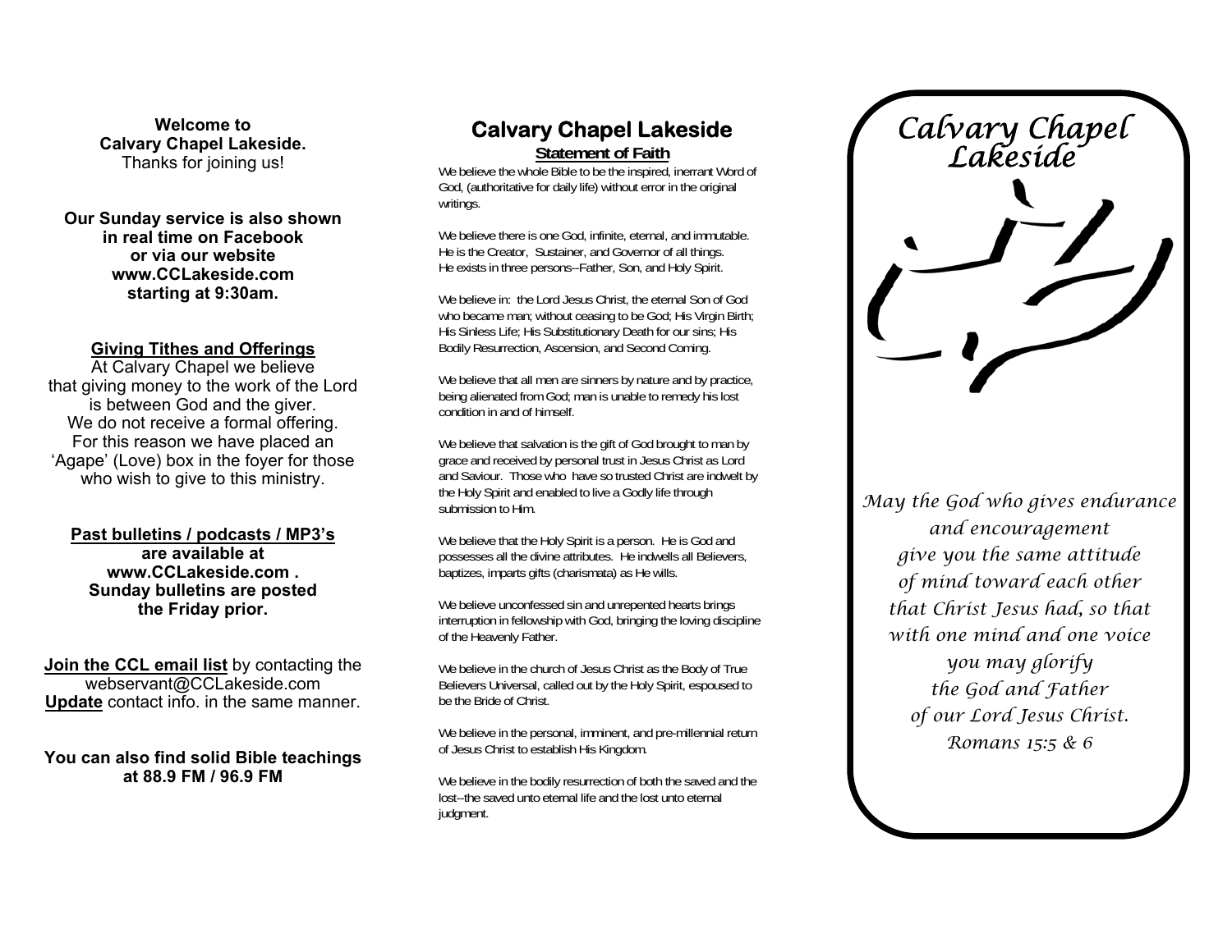**Welcome to Calvary Chapel Lakeside.**
Thanks for joining us!

**Our Sunday service is also shown in real time on Facebook or via our website www.CCLakeside.com starting at 9:30am.**

**Giving Tithes and Offerings**

At Calvary Chapel we believe that giving money to the work of the Lord is between God and the giver. We do not receive a formal offering. For this reason we have placed an 'Agape' (Love) box in the foyer for those who wish to give to this ministry.

**Past bulletins / podcasts / MP3's are available at www.CCLakeside.com . Sunday bulletins are posted the Friday prior.**

**Join the CCL email list** by contacting the webservant@CCLakeside.com
**Update** contact info. in the same manner.

**You can also find solid Bible teachings at 88.9 FM / 96.9 FM**

# Calvary Chapel Lakeside

## Statement of Faith

We believe the whole Bible to be the inspired, inerrant Word of God, (authoritative for daily life) without error in the original writings.

We believe there is one God, infinite, eternal, and immutable. He is the Creator, Sustainer, and Governor of all things. He exists in three persons--Father, Son, and Holy Spirit.

We believe in: the Lord Jesus Christ, the eternal Son of God who became man; without ceasing to be God; His Virgin Birth; His Sinless Life; His Substitutionary Death for our sins; His Bodily Resurrection, Ascension, and Second Coming.

We believe that all men are sinners by nature and by practice, being alienated from God; man is unable to remedy his lost condition in and of himself.

We believe that salvation is the gift of God brought to man by grace and received by personal trust in Jesus Christ as Lord and Saviour. Those who have so trusted Christ are indwelt by the Holy Spirit and enabled to live a Godly life through submission to Him.

We believe that the Holy Spirit is a person. He is God and possesses all the divine attributes. He indwells all Believers, baptizes, imparts gifts (charismata) as He wills.

We believe unconfessed sin and unrepented hearts brings interruption in fellowship with God, bringing the loving discipline of the Heavenly Father.

We believe in the church of Jesus Christ as the Body of True Believers Universal, called out by the Holy Spirit, espoused to be the Bride of Christ.

We believe in the personal, imminent, and pre-millennial return of Jesus Christ to establish His Kingdom.

We believe in the bodily resurrection of both the saved and the lost--the saved unto eternal life and the lost unto eternal judgment.

# *Calvary Chapel Lakeside*

*May the God who gives endurance and encouragement give you the same attitude of mind toward each other that Christ Jesus had, so that with one mind and one voice you may glorify the God and Father of our Lord Jesus Christ.*
*Romans 15:5 & 6*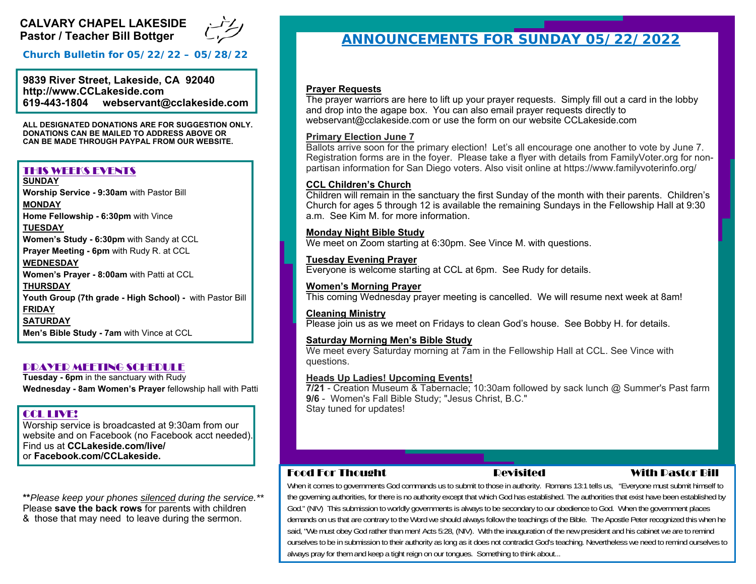**CALVARY CHAPEL LAKESIDE**
**Pastor / Teacher Bill Bottger**

**Church Bulletin for 05/22/22 – 05/28/22**

**9839 River Street, Lakeside, CA 92040**
**http://www.CCLakeside.com**
**619-443-1804 webservant@cclakeside.com**

**ALL DESIGNATED DONATIONS ARE FOR SUGGESTION ONLY. DONATIONS CAN BE MAILED TO ADDRESS ABOVE OR CAN BE MADE THROUGH PAYPAL FROM OUR WEBSITE.**

## THIS WEEKS EVENTS

**SUNDAY**
**Worship Service - 9:30am** with Pastor Bill
**MONDAY**
**Home Fellowship - 6:30pm** with Vince
**TUESDAY**
**Women's Study - 6:30pm** with Sandy at CCL
**Prayer Meeting - 6pm** with Rudy R. at CCL
**WEDNESDAY**
**Women's Prayer - 8:00am** with Patti at CCL
**THURSDAY**
**Youth Group (7th grade - High School) -** with Pastor Bill
**FRIDAY**
**SATURDAY**
**Men's Bible Study - 7am** with Vince at CCL

## PRAYER MEETING SCHEDULE

**Tuesday - 6pm** in the sanctuary with Rudy
**Wednesday - 8am Women's Prayer** fellowship hall with Patti

## CCL LIVE!

Worship service is broadcasted at 9:30am from our website and on Facebook (no Facebook acct needed). Find us at **CCLakeside.com/live/** or **Facebook.com/CCLakeside.**

***Please keep your phones silenced during the service.***
Please **save the back rows** for parents with children & those that may need to leave during the sermon.

# ANNOUNCEMENTS FOR SUNDAY 05/22/2022

**Prayer Requests**
The prayer warriors are here to lift up your prayer requests. Simply fill out a card in the lobby and drop into the agape box. You can also email prayer requests directly to webservant@cclakeside.com or use the form on our website CCLakeside.com

**Primary Election June 7**
Ballots arrive soon for the primary election! Let's all encourage one another to vote by June 7. Registration forms are in the foyer. Please take a flyer with details from FamilyVoter.org for non-partisan information for San Diego voters. Also visit online at https://www.familyvoterinfo.org/

**CCL Children's Church**
Children will remain in the sanctuary the first Sunday of the month with their parents. Children's Church for ages 5 through 12 is available the remaining Sundays in the Fellowship Hall at 9:30 a.m. See Kim M. for more information.

**Monday Night Bible Study**
We meet on Zoom starting at 6:30pm. See Vince M. with questions.

**Tuesday Evening Prayer**
Everyone is welcome starting at CCL at 6pm. See Rudy for details.

**Women's Morning Prayer**
This coming Wednesday prayer meeting is cancelled. We will resume next week at 8am!

**Cleaning Ministry**
Please join us as we meet on Fridays to clean God's house. See Bobby H. for details.

**Saturday Morning Men's Bible Study**
We meet every Saturday morning at 7am in the Fellowship Hall at CCL. See Vince with questions.

**Heads Up Ladies! Upcoming Events!**
**7/21** - Creation Museum & Tabernacle; 10:30am followed by sack lunch @ Summer's Past farm
**9/6** - Women's Fall Bible Study; "Jesus Christ, B.C."
Stay tuned for updates!

## Food For Thought Revisited With Pastor Bill

When it comes to governments God commands us to submit to those in authority. Romans 13:1 tells us, "Everyone must submit himself to the governing authorities, for there is no authority except that which God has established. The authorities that exist have been established by God." (NIV) This submission to worldly governments is always to be secondary to our obedience to God. When the government places demands on us that are contrary to the Word we should always follow the teachings of the Bible. The Apostle Peter recognized this when he said, "We must obey God rather than men! Acts 5:28, (NIV). With the inauguration of the new president and his cabinet we are to remind ourselves to be in submission to their authority as long as it does not contradict God's teaching. Nevertheless we need to remind ourselves to always pray for them and keep a tight reign on our tongues. Something to think about...